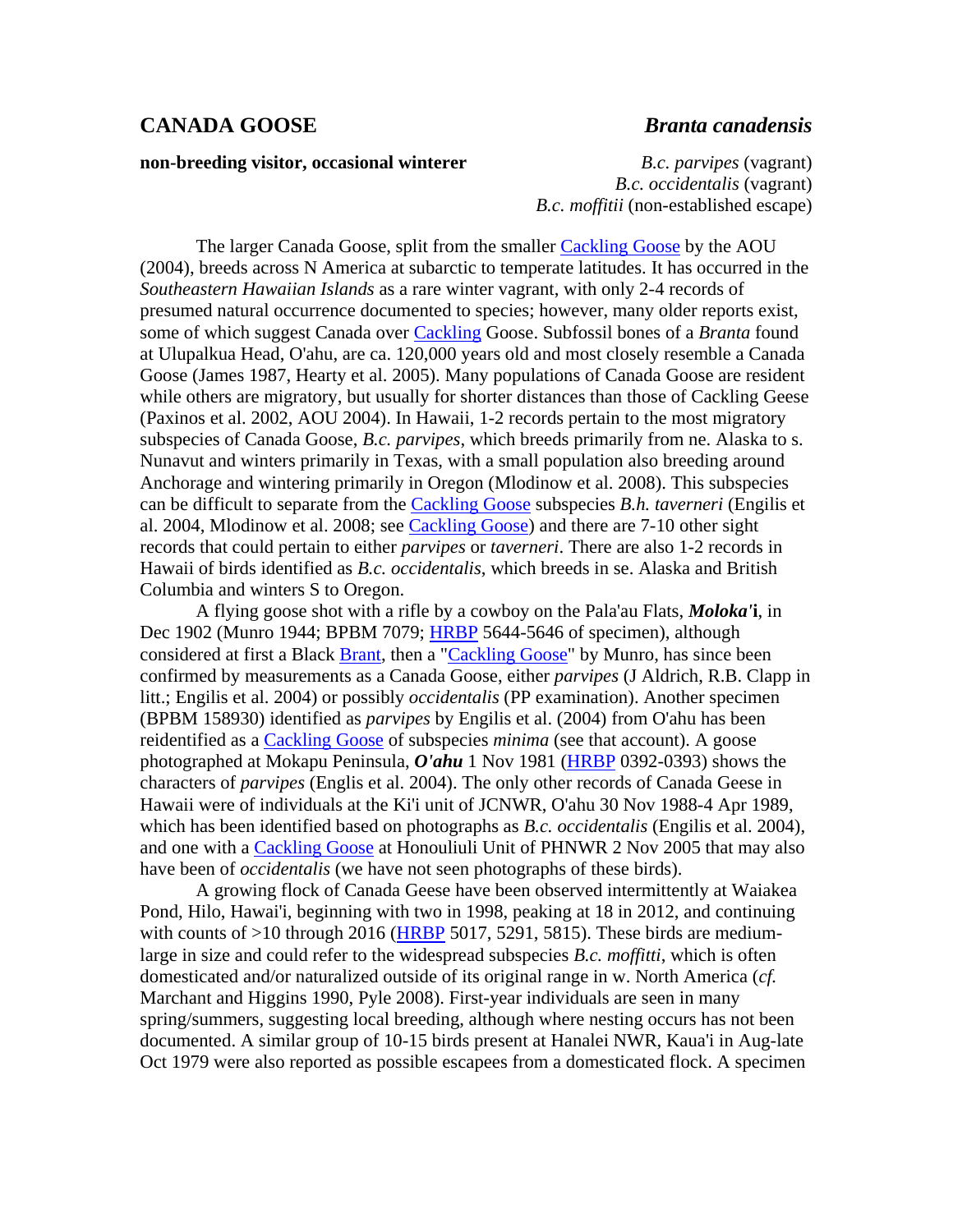# CANADA GOOSE *Branta canadensis*

**non-breeding visitor, occasional winterer**

*B.c. parvipes* (vagrant)
*B.c. occidentalis* (vagrant)
*B.c. moffitii* (non-established escape)

The larger Canada Goose, split from the smaller Cackling Goose by the AOU (2004), breeds across N America at subarctic to temperate latitudes. It has occurred in the *Southeastern Hawaiian Islands* as a rare winter vagrant, with only 2-4 records of presumed natural occurrence documented to species; however, many older reports exist, some of which suggest Canada over Cackling Goose. Subfossil bones of a *Branta* found at Ulupalkua Head, O'ahu, are ca. 120,000 years old and most closely resemble a Canada Goose (James 1987, Hearty et al. 2005). Many populations of Canada Goose are resident while others are migratory, but usually for shorter distances than those of Cackling Geese (Paxinos et al. 2002, AOU 2004). In Hawaii, 1-2 records pertain to the most migratory subspecies of Canada Goose, *B.c. parvipes*, which breeds primarily from ne. Alaska to s. Nunavut and winters primarily in Texas, with a small population also breeding around Anchorage and wintering primarily in Oregon (Mlodinow et al. 2008). This subspecies can be difficult to separate from the Cackling Goose subspecies *B.h. taverneri* (Engilis et al. 2004, Mlodinow et al. 2008; see Cackling Goose) and there are 7-10 other sight records that could pertain to either *parvipes* or *taverneri*. There are also 1-2 records in Hawaii of birds identified as *B.c. occidentalis*, which breeds in se. Alaska and British Columbia and winters S to Oregon.

A flying goose shot with a rifle by a cowboy on the Pala'au Flats, ***Moloka'i***, in Dec 1902 (Munro 1944; BPBM 7079; HRBP 5644-5646 of specimen), although considered at first a Black Brant, then a "Cackling Goose" by Munro, has since been confirmed by measurements as a Canada Goose, either *parvipes* (J Aldrich, R.B. Clapp in litt.; Engilis et al. 2004) or possibly *occidentalis* (PP examination). Another specimen (BPBM 158930) identified as *parvipes* by Engilis et al. (2004) from O'ahu has been reidentified as a Cackling Goose of subspecies *minima* (see that account). A goose photographed at Mokapu Peninsula, ***O'ahu*** 1 Nov 1981 (HRBP 0392-0393) shows the characters of *parvipes* (Englis et al. 2004). The only other records of Canada Geese in Hawaii were of individuals at the Ki'i unit of JCNWR, O'ahu 30 Nov 1988-4 Apr 1989, which has been identified based on photographs as *B.c. occidentalis* (Engilis et al. 2004), and one with a Cackling Goose at Honouliuli Unit of PHNWR 2 Nov 2005 that may also have been of *occidentalis* (we have not seen photographs of these birds).

A growing flock of Canada Geese have been observed intermittently at Waiakea Pond, Hilo, Hawai'i, beginning with two in 1998, peaking at 18 in 2012, and continuing with counts of >10 through 2016 (HRBP 5017, 5291, 5815). These birds are medium-large in size and could refer to the widespread subspecies *B.c. moffitti*, which is often domesticated and/or naturalized outside of its original range in w. North America (*cf.* Marchant and Higgins 1990, Pyle 2008). First-year individuals are seen in many spring/summers, suggesting local breeding, although where nesting occurs has not been documented. A similar group of 10-15 birds present at Hanalei NWR, Kaua'i in Aug-late Oct 1979 were also reported as possible escapees from a domesticated flock. A specimen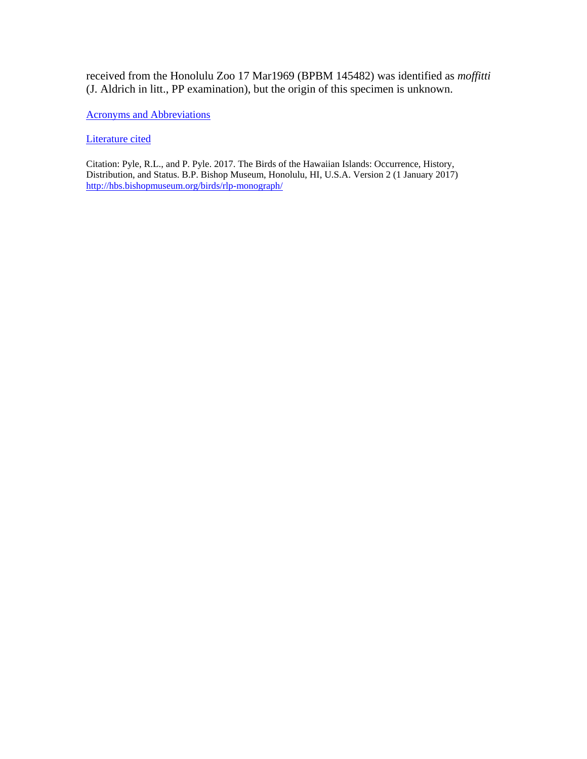received from the Honolulu Zoo 17 Mar1969 (BPBM 145482) was identified as *moffitti* (J. Aldrich in litt., PP examination), but the origin of this specimen is unknown.

[Acronyms and Abbreviations](#)

[Literature cited](#)

Citation: Pyle, R.L., and P. Pyle. 2017. The Birds of the Hawaiian Islands: Occurrence, History, Distribution, and Status. B.P. Bishop Museum, Honolulu, HI, U.S.A. Version 2 (1 January 2017) http://hbs.bishopmuseum.org/birds/rlp-monograph/